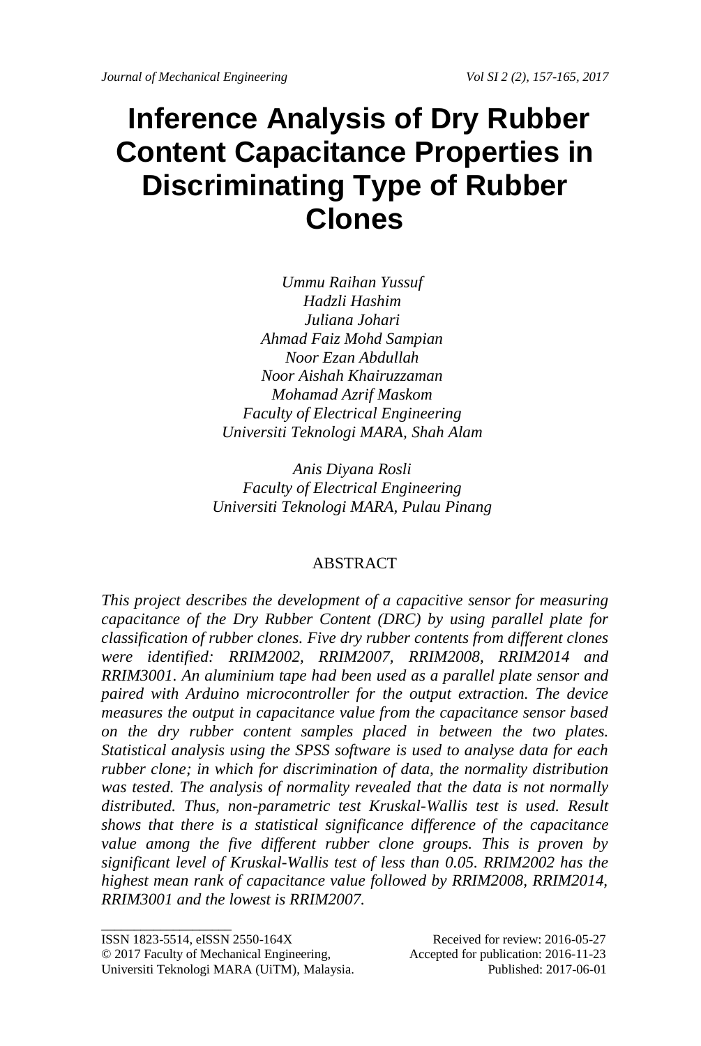# Inference Analysis of Dry Rubber Content Capacitance Properties in Discriminating Type of Rubber Clones

*Ummu Raihan Yussuf*
*Hadzli Hashim*
*Juliana Johari*
*Ahmad Faiz Mohd Sampian*
*Noor Ezan Abdullah*
*Noor Aishah Khairuzzaman*
*Mohamad Azrif Maskom*
*Faculty of Electrical Engineering*
*Universiti Teknologi MARA, Shah Alam*

*Anis Diyana Rosli*
*Faculty of Electrical Engineering*
*Universiti Teknologi MARA, Pulau Pinang*

## ABSTRACT

*This project describes the development of a capacitive sensor for measuring capacitance of the Dry Rubber Content (DRC) by using parallel plate for classification of rubber clones. Five dry rubber contents from different clones were identified: RRIM2002, RRIM2007, RRIM2008, RRIM2014 and RRIM3001. An aluminium tape had been used as a parallel plate sensor and paired with Arduino microcontroller for the output extraction. The device measures the output in capacitance value from the capacitance sensor based on the dry rubber content samples placed in between the two plates. Statistical analysis using the SPSS software is used to analyse data for each rubber clone; in which for discrimination of data, the normality distribution was tested. The analysis of normality revealed that the data is not normally distributed. Thus, non-parametric test Kruskal-Wallis test is used. Result shows that there is a statistical significance difference of the capacitance value among the five different rubber clone groups. This is proven by significant level of Kruskal-Wallis test of less than 0.05. RRIM2002 has the highest mean rank of capacitance value followed by RRIM2008, RRIM2014, RRIM3001 and the lowest is RRIM2007.*

ISSN 1823-5514, eISSN 2550-164X
© 2017 Faculty of Mechanical Engineering,
Universiti Teknologi MARA (UiTM), Malaysia.

Received for review: 2016-05-27
Accepted for publication: 2016-11-23
Published: 2017-06-01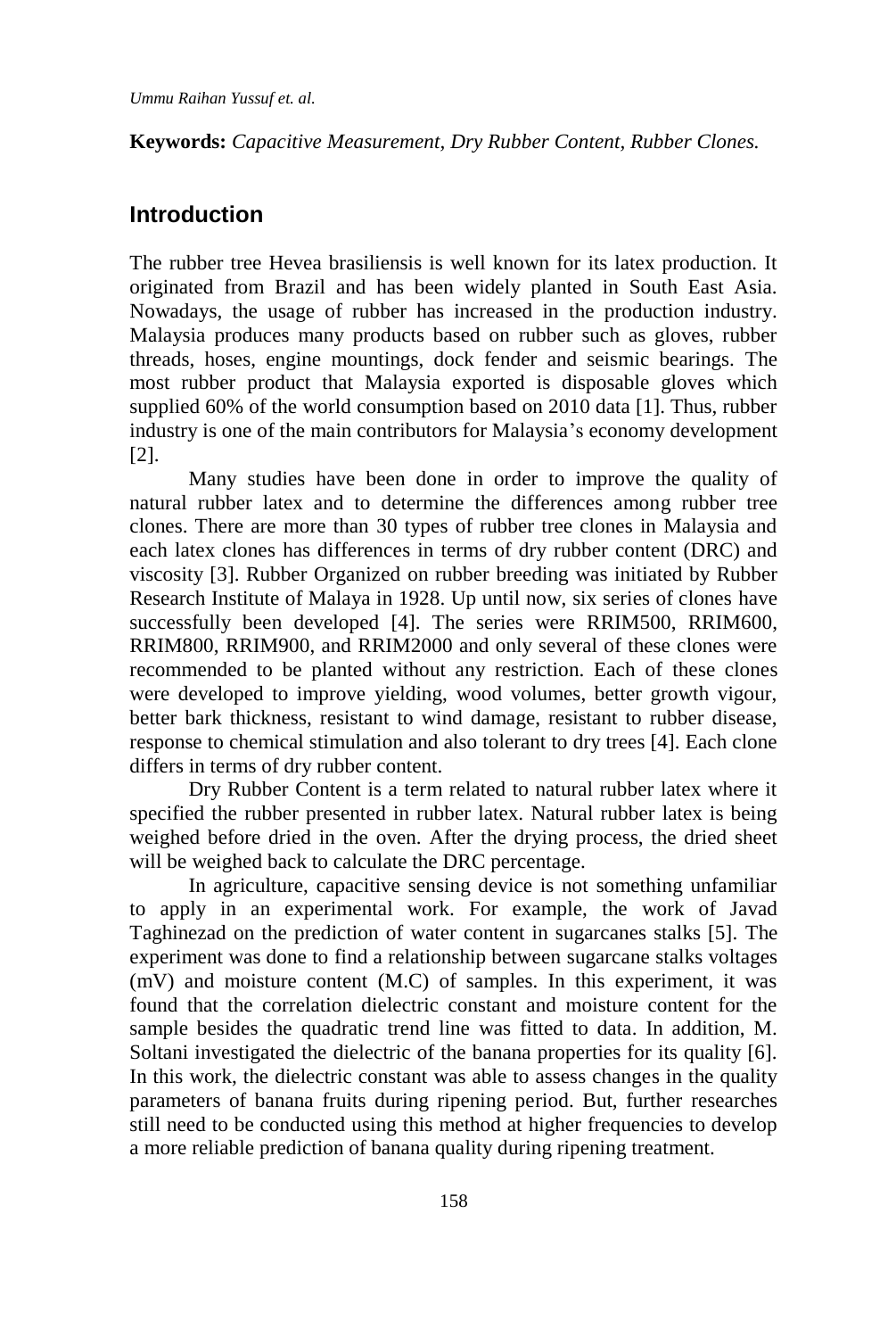**Keywords:** *Capacitive Measurement, Dry Rubber Content, Rubber Clones.*

## Introduction

The rubber tree Hevea brasiliensis is well known for its latex production. It originated from Brazil and has been widely planted in South East Asia. Nowadays, the usage of rubber has increased in the production industry. Malaysia produces many products based on rubber such as gloves, rubber threads, hoses, engine mountings, dock fender and seismic bearings. The most rubber product that Malaysia exported is disposable gloves which supplied 60% of the world consumption based on 2010 data [1]. Thus, rubber industry is one of the main contributors for Malaysia's economy development [2].

Many studies have been done in order to improve the quality of natural rubber latex and to determine the differences among rubber tree clones. There are more than 30 types of rubber tree clones in Malaysia and each latex clones has differences in terms of dry rubber content (DRC) and viscosity [3]. Rubber Organized on rubber breeding was initiated by Rubber Research Institute of Malaya in 1928. Up until now, six series of clones have successfully been developed [4]. The series were RRIM500, RRIM600, RRIM800, RRIM900, and RRIM2000 and only several of these clones were recommended to be planted without any restriction. Each of these clones were developed to improve yielding, wood volumes, better growth vigour, better bark thickness, resistant to wind damage, resistant to rubber disease, response to chemical stimulation and also tolerant to dry trees [4]. Each clone differs in terms of dry rubber content.

Dry Rubber Content is a term related to natural rubber latex where it specified the rubber presented in rubber latex. Natural rubber latex is being weighed before dried in the oven. After the drying process, the dried sheet will be weighed back to calculate the DRC percentage.

In agriculture, capacitive sensing device is not something unfamiliar to apply in an experimental work. For example, the work of Javad Taghinezad on the prediction of water content in sugarcanes stalks [5]. The experiment was done to find a relationship between sugarcane stalks voltages (mV) and moisture content (M.C) of samples. In this experiment, it was found that the correlation dielectric constant and moisture content for the sample besides the quadratic trend line was fitted to data. In addition, M. Soltani investigated the dielectric of the banana properties for its quality [6]. In this work, the dielectric constant was able to assess changes in the quality parameters of banana fruits during ripening period. But, further researches still need to be conducted using this method at higher frequencies to develop a more reliable prediction of banana quality during ripening treatment.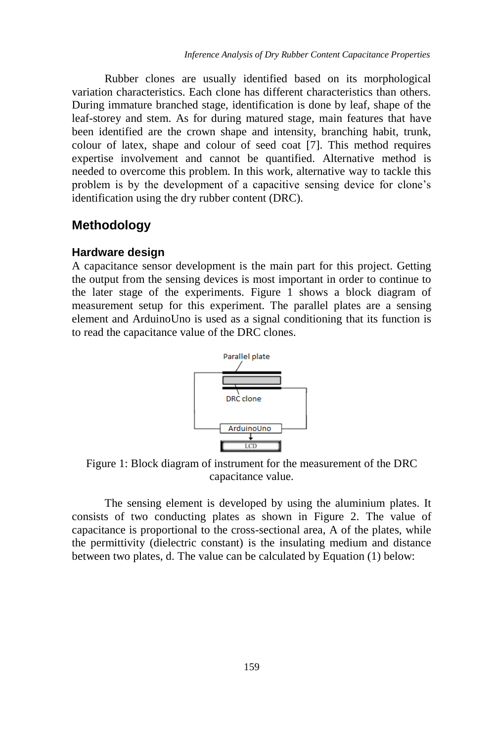Rubber clones are usually identified based on its morphological variation characteristics. Each clone has different characteristics than others. During immature branched stage, identification is done by leaf, shape of the leaf-storey and stem. As for during matured stage, main features that have been identified are the crown shape and intensity, branching habit, trunk, colour of latex, shape and colour of seed coat [7]. This method requires expertise involvement and cannot be quantified. Alternative method is needed to overcome this problem. In this work, alternative way to tackle this problem is by the development of a capacitive sensing device for clone's identification using the dry rubber content (DRC).

## Methodology

### Hardware design

A capacitance sensor development is the main part for this project. Getting the output from the sensing devices is most important in order to continue to the later stage of the experiments. Figure 1 shows a block diagram of measurement setup for this experiment. The parallel plates are a sensing element and ArduinoUno is used as a signal conditioning that its function is to read the capacitance value of the DRC clones.

Figure 1: Block diagram of instrument for the measurement of the DRC capacitance value.

The sensing element is developed by using the aluminium plates. It consists of two conducting plates as shown in Figure 2. The value of capacitance is proportional to the cross-sectional area, A of the plates, while the permittivity (dielectric constant) is the insulating medium and distance between two plates, d. The value can be calculated by Equation (1) below: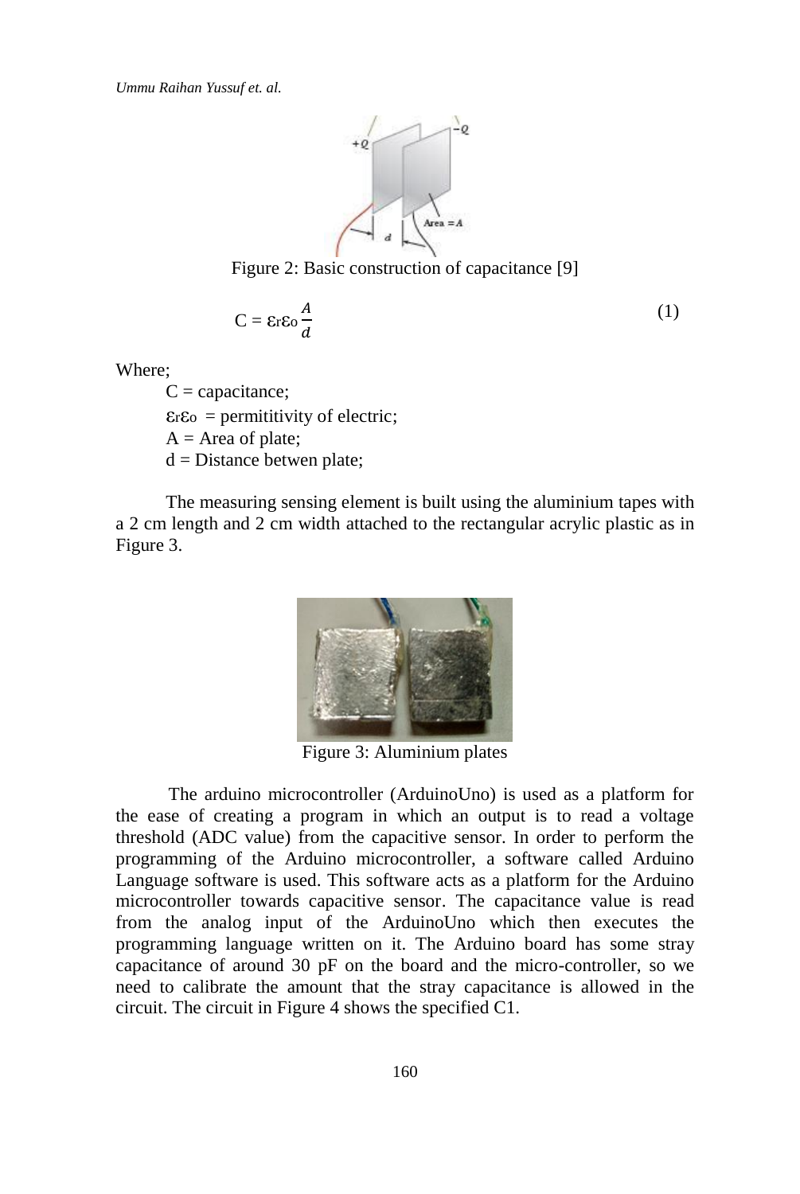Figure 2: Basic construction of capacitance [9]

$$C = \varepsilon_r \varepsilon_o \frac{A}{d} \tag{1}$$

Where;

$C$ = capacitance;

$\varepsilon_r \varepsilon_o$ = permititivity of electric;

$A$ = Area of plate;

$d$ = Distance betwen plate;

The measuring sensing element is built using the aluminium tapes with a 2 cm length and 2 cm width attached to the rectangular acrylic plastic as in Figure 3.

Figure 3: Aluminium plates

The arduino microcontroller (ArduinoUno) is used as a platform for the ease of creating a program in which an output is to read a voltage threshold (ADC value) from the capacitive sensor. In order to perform the programming of the Arduino microcontroller, a software called Arduino Language software is used. This software acts as a platform for the Arduino microcontroller towards capacitive sensor. The capacitance value is read from the analog input of the ArduinoUno which then executes the programming language written on it. The Arduino board has some stray capacitance of around 30 pF on the board and the micro-controller, so we need to calibrate the amount that the stray capacitance is allowed in the circuit. The circuit in Figure 4 shows the specified C1.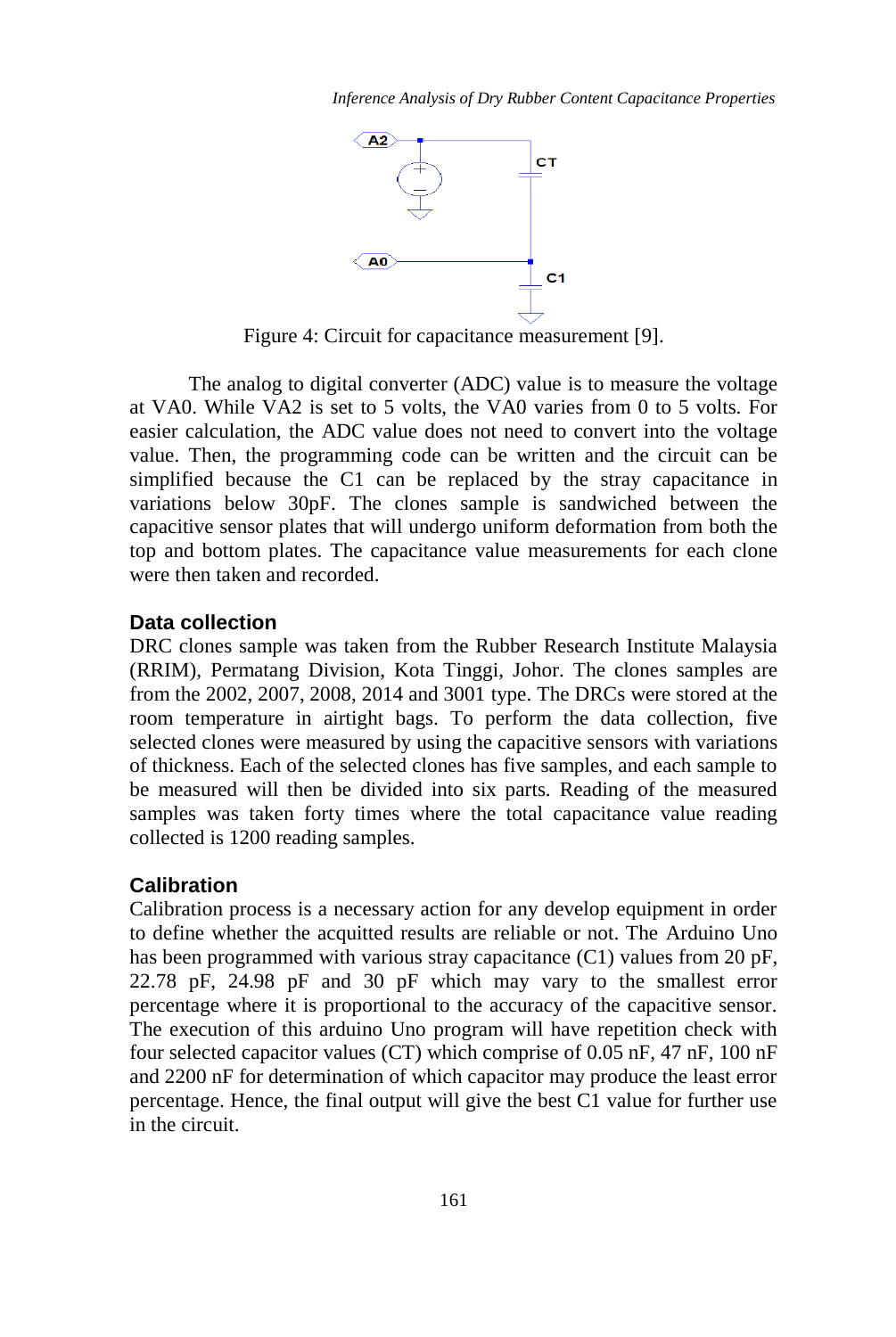Figure 4: Circuit for capacitance measurement [9].

The analog to digital converter (ADC) value is to measure the voltage at VA0. While VA2 is set to 5 volts, the VA0 varies from 0 to 5 volts. For easier calculation, the ADC value does not need to convert into the voltage value. Then, the programming code can be written and the circuit can be simplified because the C1 can be replaced by the stray capacitance in variations below 30pF. The clones sample is sandwiched between the capacitive sensor plates that will undergo uniform deformation from both the top and bottom plates. The capacitance value measurements for each clone were then taken and recorded.

### Data collection

DRC clones sample was taken from the Rubber Research Institute Malaysia (RRIM), Permatang Division, Kota Tinggi, Johor. The clones samples are from the 2002, 2007, 2008, 2014 and 3001 type. The DRCs were stored at the room temperature in airtight bags. To perform the data collection, five selected clones were measured by using the capacitive sensors with variations of thickness. Each of the selected clones has five samples, and each sample to be measured will then be divided into six parts. Reading of the measured samples was taken forty times where the total capacitance value reading collected is 1200 reading samples.

### Calibration

Calibration process is a necessary action for any develop equipment in order to define whether the acquitted results are reliable or not. The Arduino Uno has been programmed with various stray capacitance (C1) values from 20 pF, 22.78 pF, 24.98 pF and 30 pF which may vary to the smallest error percentage where it is proportional to the accuracy of the capacitive sensor. The execution of this arduino Uno program will have repetition check with four selected capacitor values (CT) which comprise of 0.05 nF, 47 nF, 100 nF and 2200 nF for determination of which capacitor may produce the least error percentage. Hence, the final output will give the best C1 value for further use in the circuit.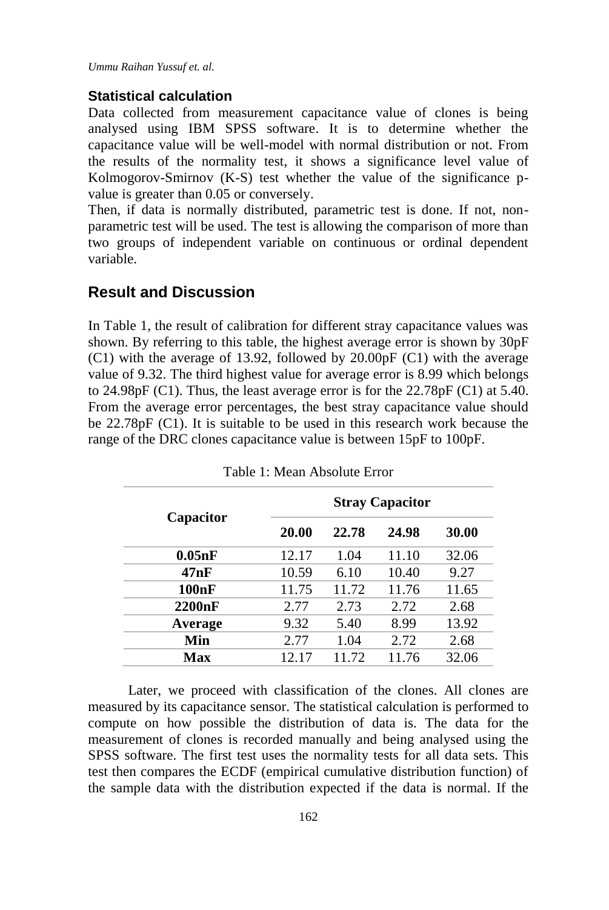### Statistical calculation

Data collected from measurement capacitance value of clones is being analysed using IBM SPSS software. It is to determine whether the capacitance value will be well-model with normal distribution or not. From the results of the normality test, it shows a significance level value of Kolmogorov-Smirnov (K-S) test whether the value of the significance p-value is greater than 0.05 or conversely.

Then, if data is normally distributed, parametric test is done. If not, non-parametric test will be used. The test is allowing the comparison of more than two groups of independent variable on continuous or ordinal dependent variable.

## Result and Discussion

In Table 1, the result of calibration for different stray capacitance values was shown. By referring to this table, the highest average error is shown by 30pF (C1) with the average of 13.92, followed by 20.00pF (C1) with the average value of 9.32. The third highest value for average error is 8.99 which belongs to 24.98pF (C1). Thus, the least average error is for the 22.78pF (C1) at 5.40. From the average error percentages, the best stray capacitance value should be 22.78pF (C1). It is suitable to be used in this research work because the range of the DRC clones capacitance value is between 15pF to 100pF.

Table 1: Mean Absolute Error

| Capacitor | Stray Capacitor | | | |
|---|---|---|---|---|
| | **20.00** | **22.78** | **24.98** | **30.00** |
| **0.05nF** | 12.17 | 1.04 | 11.10 | 32.06 |
| **47nF** | 10.59 | 6.10 | 10.40 | 9.27 |
| **100nF** | 11.75 | 11.72 | 11.76 | 11.65 |
| **2200nF** | 2.77 | 2.73 | 2.72 | 2.68 |
| **Average** | 9.32 | 5.40 | 8.99 | 13.92 |
| **Min** | 2.77 | 1.04 | 2.72 | 2.68 |
| **Max** | 12.17 | 11.72 | 11.76 | 32.06 |

Later, we proceed with classification of the clones. All clones are measured by its capacitance sensor. The statistical calculation is performed to compute on how possible the distribution of data is. The data for the measurement of clones is recorded manually and being analysed using the SPSS software. The first test uses the normality tests for all data sets. This test then compares the ECDF (empirical cumulative distribution function) of the sample data with the distribution expected if the data is normal. If the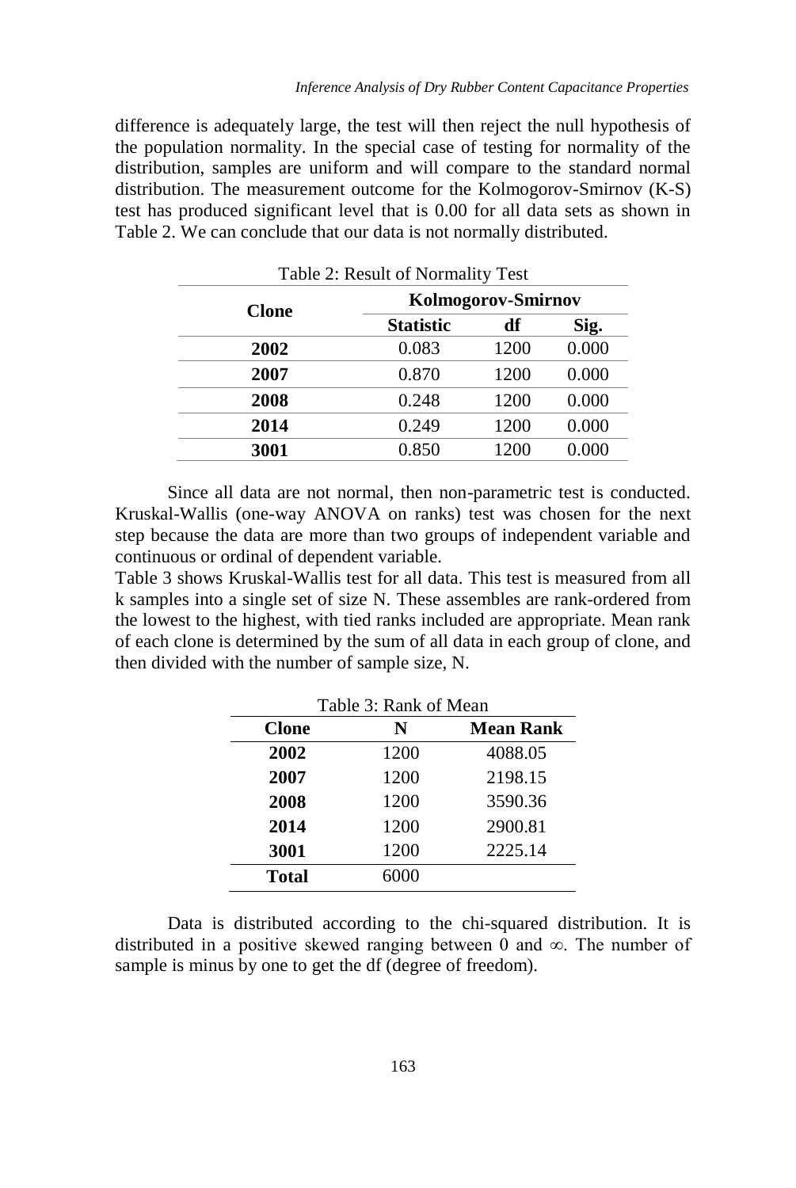difference is adequately large, the test will then reject the null hypothesis of the population normality. In the special case of testing for normality of the distribution, samples are uniform and will compare to the standard normal distribution. The measurement outcome for the Kolmogorov-Smirnov (K-S) test has produced significant level that is 0.00 for all data sets as shown in Table 2. We can conclude that our data is not normally distributed.

Table 2: Result of Normality Test

| Clone | Kolmogorov-Smirnov | | |
|---|---|---|---|
| | **Statistic** | **df** | **Sig.** |
| **2002** | 0.083 | 1200 | 0.000 |
| **2007** | 0.870 | 1200 | 0.000 |
| **2008** | 0.248 | 1200 | 0.000 |
| **2014** | 0.249 | 1200 | 0.000 |
| **3001** | 0.850 | 1200 | 0.000 |

Since all data are not normal, then non-parametric test is conducted. Kruskal-Wallis (one-way ANOVA on ranks) test was chosen for the next step because the data are more than two groups of independent variable and continuous or ordinal of dependent variable.

Table 3 shows Kruskal-Wallis test for all data. This test is measured from all k samples into a single set of size N. These assembles are rank-ordered from the lowest to the highest, with tied ranks included are appropriate. Mean rank of each clone is determined by the sum of all data in each group of clone, and then divided with the number of sample size, N.

Table 3: Rank of Mean

| Clone | N | Mean Rank |
|---|---|---|
| **2002** | 1200 | 4088.05 |
| **2007** | 1200 | 2198.15 |
| **2008** | 1200 | 3590.36 |
| **2014** | 1200 | 2900.81 |
| **3001** | 1200 | 2225.14 |
| **Total** | 6000 | |

Data is distributed according to the chi-squared distribution. It is distributed in a positive skewed ranging between 0 and $\infty$. The number of sample is minus by one to get the df (degree of freedom).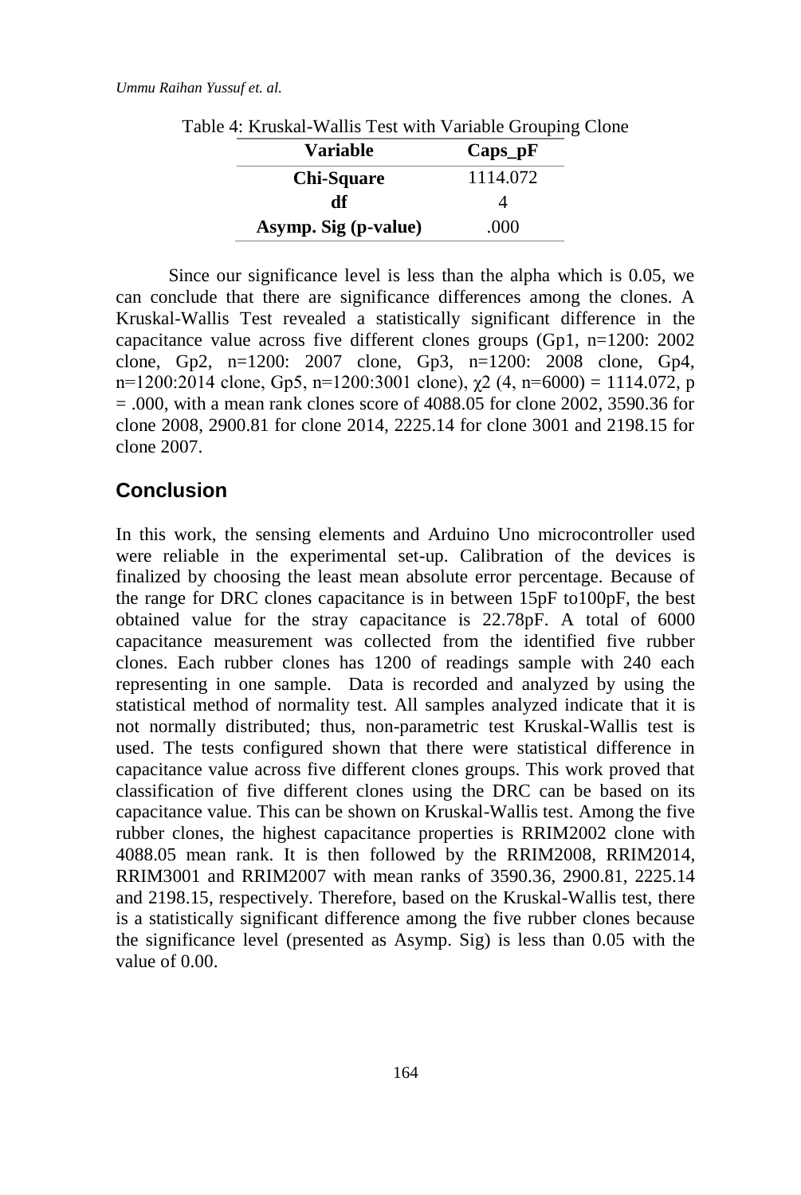Table 4: Kruskal-Wallis Test with Variable Grouping Clone

| Variable | Caps_pF |
|---|---|
| **Chi-Square** | 1114.072 |
| **df** | 4 |
| **Asymp. Sig (p-value)** | .000 |

Since our significance level is less than the alpha which is 0.05, we can conclude that there are significance differences among the clones. A Kruskal-Wallis Test revealed a statistically significant difference in the capacitance value across five different clones groups (Gp1, n=1200: 2002 clone, Gp2, n=1200: 2007 clone, Gp3, n=1200: 2008 clone, Gp4, n=1200:2014 clone, Gp5, n=1200:3001 clone), $\chi^2$ (4, n=6000) = 1114.072, p = .000, with a mean rank clones score of 4088.05 for clone 2002, 3590.36 for clone 2008, 2900.81 for clone 2014, 2225.14 for clone 3001 and 2198.15 for clone 2007.

## Conclusion

In this work, the sensing elements and Arduino Uno microcontroller used were reliable in the experimental set-up. Calibration of the devices is finalized by choosing the least mean absolute error percentage. Because of the range for DRC clones capacitance is in between 15pF to100pF, the best obtained value for the stray capacitance is 22.78pF. A total of 6000 capacitance measurement was collected from the identified five rubber clones. Each rubber clones has 1200 of readings sample with 240 each representing in one sample. Data is recorded and analyzed by using the statistical method of normality test. All samples analyzed indicate that it is not normally distributed; thus, non-parametric test Kruskal-Wallis test is used. The tests configured shown that there were statistical difference in capacitance value across five different clones groups. This work proved that classification of five different clones using the DRC can be based on its capacitance value. This can be shown on Kruskal-Wallis test. Among the five rubber clones, the highest capacitance properties is RRIM2002 clone with 4088.05 mean rank. It is then followed by the RRIM2008, RRIM2014, RRIM3001 and RRIM2007 with mean ranks of 3590.36, 2900.81, 2225.14 and 2198.15, respectively. Therefore, based on the Kruskal-Wallis test, there is a statistically significant difference among the five rubber clones because the significance level (presented as Asymp. Sig) is less than 0.05 with the value of 0.00.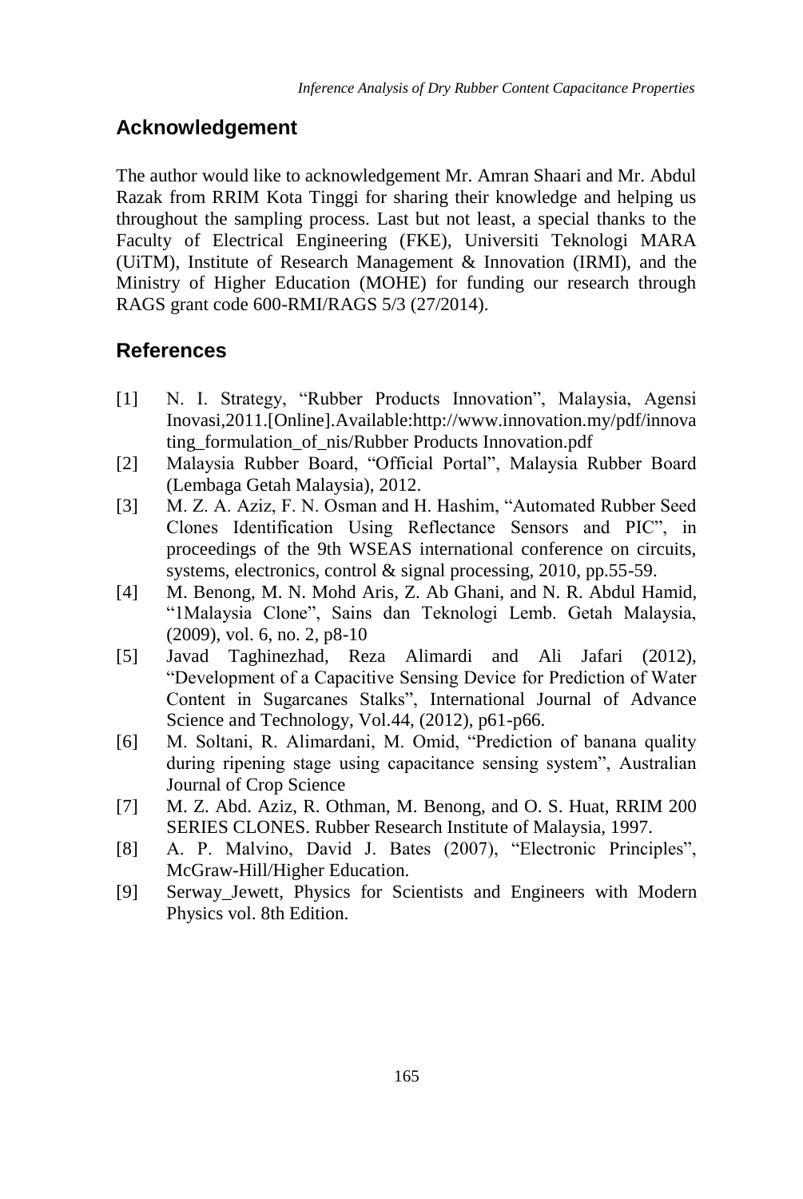## Acknowledgement

The author would like to acknowledgement Mr. Amran Shaari and Mr. Abdul Razak from RRIM Kota Tinggi for sharing their knowledge and helping us throughout the sampling process. Last but not least, a special thanks to the Faculty of Electrical Engineering (FKE), Universiti Teknologi MARA (UiTM), Institute of Research Management & Innovation (IRMI), and the Ministry of Higher Education (MOHE) for funding our research through RAGS grant code 600-RMI/RAGS 5/3 (27/2014).

## References

[1] N. I. Strategy, "Rubber Products Innovation", Malaysia, Agensi Inovasi,2011.[Online].Available:http://www.innovation.my/pdf/innovating_formulation_of_nis/Rubber Products Innovation.pdf

[2] Malaysia Rubber Board, "Official Portal", Malaysia Rubber Board (Lembaga Getah Malaysia), 2012.

[3] M. Z. A. Aziz, F. N. Osman and H. Hashim, "Automated Rubber Seed Clones Identification Using Reflectance Sensors and PIC", in proceedings of the 9th WSEAS international conference on circuits, systems, electronics, control & signal processing, 2010, pp.55-59.

[4] M. Benong, M. N. Mohd Aris, Z. Ab Ghani, and N. R. Abdul Hamid, "1Malaysia Clone", Sains dan Teknologi Lemb. Getah Malaysia, (2009), vol. 6, no. 2, p8-10

[5] Javad Taghinezhad, Reza Alimardi and Ali Jafari (2012), "Development of a Capacitive Sensing Device for Prediction of Water Content in Sugarcanes Stalks", International Journal of Advance Science and Technology, Vol.44, (2012), p61-p66.

[6] M. Soltani, R. Alimardani, M. Omid, "Prediction of banana quality during ripening stage using capacitance sensing system", Australian Journal of Crop Science

[7] M. Z. Abd. Aziz, R. Othman, M. Benong, and O. S. Huat, RRIM 200 SERIES CLONES. Rubber Research Institute of Malaysia, 1997.

[8] A. P. Malvino, David J. Bates (2007), "Electronic Principles", McGraw-Hill/Higher Education.

[9] Serway_Jewett, Physics for Scientists and Engineers with Modern Physics vol. 8th Edition.